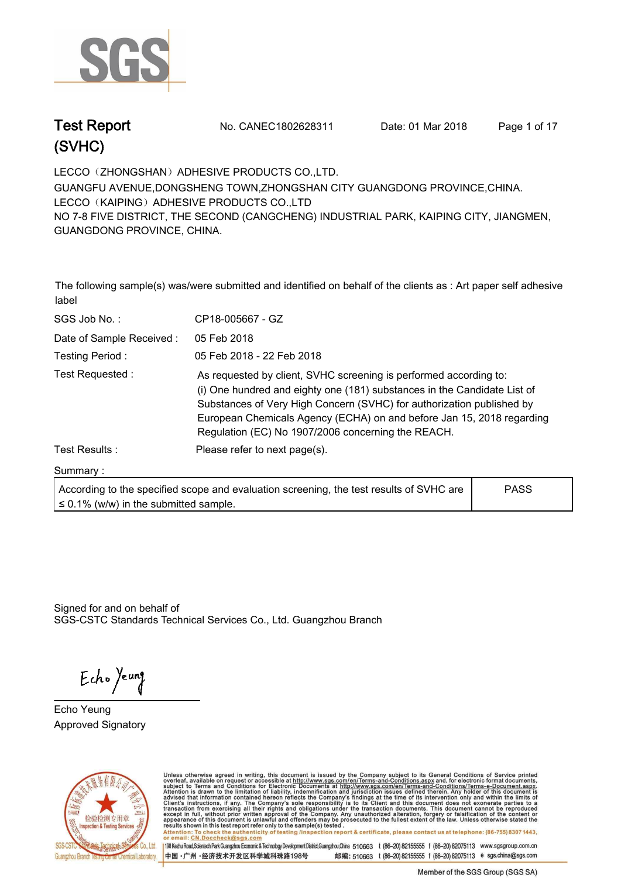# Test Report (SVHC)

No. CANEC1802628311    Date: 01 Mar 2018

LECCO（ZHONGSHAN）ADHESIVE PRODUCTS CO.,LTD.
GUANGFU AVENUE,DONGSHENG TOWN,ZHONGSHAN CITY GUANGDONG PROVINCE,CHINA.
LECCO（KAIPING）ADHESIVE PRODUCTS CO.,LTD
NO 7-8 FIVE DISTRICT, THE SECOND (CANGCHENG) INDUSTRIAL PARK, KAIPING CITY, JIANGMEN, GUANGDONG PROVINCE, CHINA.

The following sample(s) was/were submitted and identified on behalf of the clients as : Art paper self adhesive label

| | |
|---|---|
| SGS Job No. : | CP18-005667 - GZ |
| Date of Sample Received : | 05 Feb 2018 |
| Testing Period : | 05 Feb 2018 - 22 Feb 2018 |
| Test Requested : | As requested by client, SVHC screening is performed according to: (i) One hundred and eighty one (181) substances in the Candidate List of Substances of Very High Concern (SVHC) for authorization published by European Chemicals Agency (ECHA) on and before Jan 15, 2018 regarding Regulation (EC) No 1907/2006 concerning the REACH. |
| Test Results : | Please refer to next page(s). |

Summary :

| | |
|---|---|
| According to the specified scope and evaluation screening, the test results of SVHC are ≤ 0.1% (w/w) in the submitted sample. | PASS |

Signed for and on behalf of
SGS-CSTC Standards Technical Services Co., Ltd. Guangzhou Branch

Echo Yeung
Approved Signatory

Unless otherwise agreed in writing, this document is issued by the Company subject to its General Conditions of Service printed overleaf, available on request or accessible at http://www.sgs.com/en/Terms-and-Conditions.aspx and, for electronic format documents, subject to Terms and Conditions for Electronic Documents at http://www.sgs.com/en/Terms-and-Conditions/Terms-e-Document.aspx. Attention is drawn to the limitation of liability, indemnification and jurisdiction issues defined therein. Any holder of this document is advised that information contained hereon reflects the Company's findings at the time of its intervention only and within the limits of Client's instructions, if any. The Company's sole responsibility is to its Client and this document does not exonerate parties to a transaction from exercising all their rights and obligations under the transaction documents. This document cannot be reproduced except in full, without prior written approval of the Company. Any unauthorized alteration, forgery or falsification of the content or appearance of this document is unlawful and offenders may be prosecuted to the fullest extent of the law. Unless otherwise stated the results shown in this test report refer only to the sample(s) tested.
Attention: To check the authenticity of testing /inspection report & certificate, please contact us at telephone: (86-755) 8307 1443, or email: CN.Doccheck@sgs.com

198 Kezhu Road,Scientech Park Guangzhou Economic & Technology Development District,Guangzhou,China 510663 t (86–20) 82155555 f (86–20) 82075113 www.sgsgroup.com.cn
中国·广州·经济技术开发区科学城科珠路198号 邮编: 510663 t (86–20) 82155555 f (86–20) 82075113 e sgs.china@sgs.com

Member of the SGS Group (SGS SA)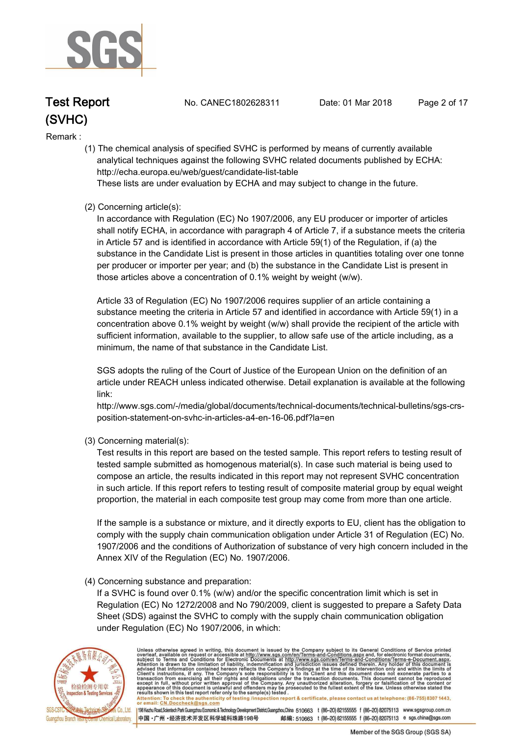Remark :

(1) The chemical analysis of specified SVHC is performed by means of currently available analytical techniques against the following SVHC related documents published by ECHA: http://echa.europa.eu/web/guest/candidate-list-table
These lists are under evaluation by ECHA and may subject to change in the future.

(2) Concerning article(s):
In accordance with Regulation (EC) No 1907/2006, any EU producer or importer of articles shall notify ECHA, in accordance with paragraph 4 of Article 7, if a substance meets the criteria in Article 57 and is identified in accordance with Article 59(1) of the Regulation, if (a) the substance in the Candidate List is present in those articles in quantities totaling over one tonne per producer or importer per year; and (b) the substance in the Candidate List is present in those articles above a concentration of 0.1% weight by weight (w/w).

Article 33 of Regulation (EC) No 1907/2006 requires supplier of an article containing a substance meeting the criteria in Article 57 and identified in accordance with Article 59(1) in a concentration above 0.1% weight by weight (w/w) shall provide the recipient of the article with sufficient information, available to the supplier, to allow safe use of the article including, as a minimum, the name of that substance in the Candidate List.

SGS adopts the ruling of the Court of Justice of the European Union on the definition of an article under REACH unless indicated otherwise. Detail explanation is available at the following link:
http://www.sgs.com/-/media/global/documents/technical-documents/technical-bulletins/sgs-crs-position-statement-on-svhc-in-articles-a4-en-16-06.pdf?la=en

(3) Concerning material(s):
Test results in this report are based on the tested sample. This report refers to testing result of tested sample submitted as homogenous material(s). In case such material is being used to compose an article, the results indicated in this report may not represent SVHC concentration in such article. If this report refers to testing result of composite material group by equal weight proportion, the material in each composite test group may come from more than one article.

If the sample is a substance or mixture, and it directly exports to EU, client has the obligation to comply with the supply chain communication obligation under Article 31 of Regulation (EC) No. 1907/2006 and the conditions of Authorization of substance of very high concern included in the Annex XIV of the Regulation (EC) No. 1907/2006.

(4) Concerning substance and preparation:
If a SVHC is found over 0.1% (w/w) and/or the specific concentration limit which is set in Regulation (EC) No 1272/2008 and No 790/2009, client is suggested to prepare a Safety Data Sheet (SDS) against the SVHC to comply with the supply chain communication obligation under Regulation (EC) No 1907/2006, in which: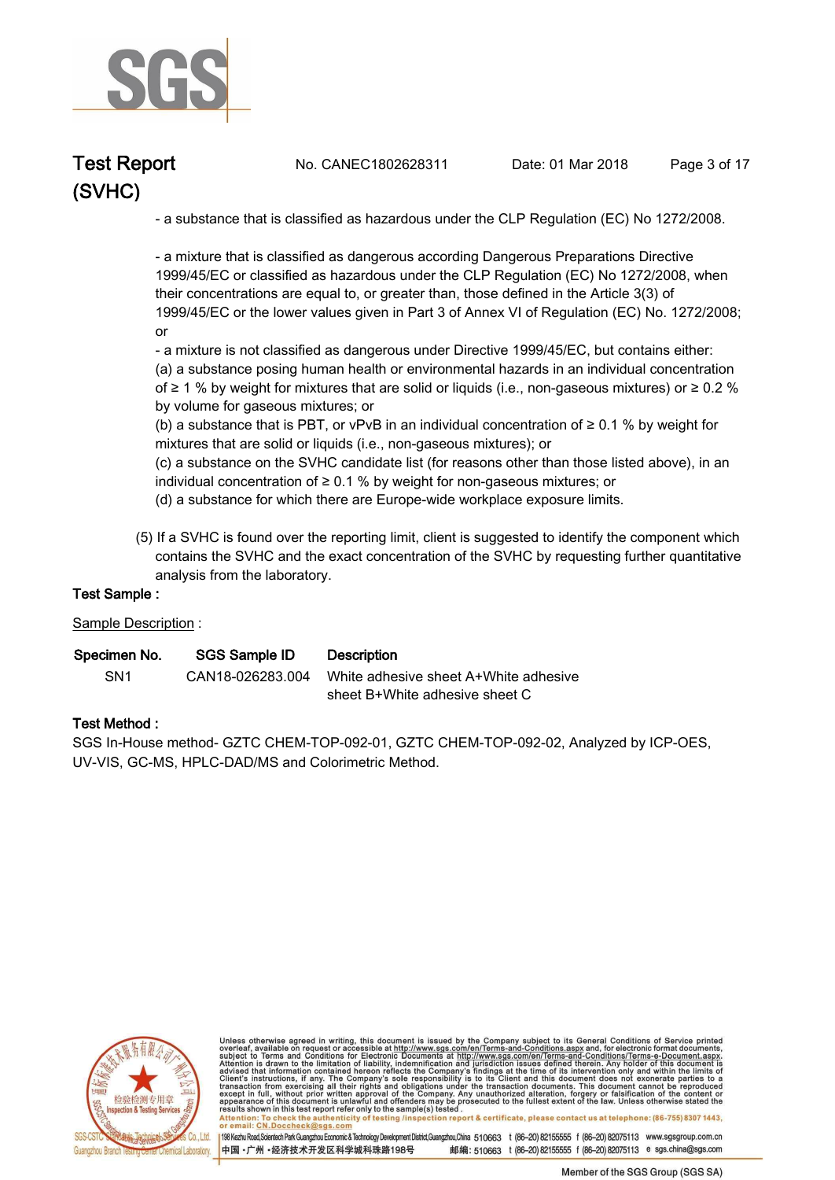- a substance that is classified as hazardous under the CLP Regulation (EC) No 1272/2008.

- a mixture that is classified as dangerous according Dangerous Preparations Directive 1999/45/EC or classified as hazardous under the CLP Regulation (EC) No 1272/2008, when their concentrations are equal to, or greater than, those defined in the Article 3(3) of 1999/45/EC or the lower values given in Part 3 of Annex VI of Regulation (EC) No. 1272/2008; or

- a mixture is not classified as dangerous under Directive 1999/45/EC, but contains either:

(a) a substance posing human health or environmental hazards in an individual concentration of ≥ 1 % by weight for mixtures that are solid or liquids (i.e., non-gaseous mixtures) or ≥ 0.2 % by volume for gaseous mixtures; or

(b) a substance that is PBT, or vPvB in an individual concentration of ≥ 0.1 % by weight for mixtures that are solid or liquids (i.e., non-gaseous mixtures); or

(c) a substance on the SVHC candidate list (for reasons other than those listed above), in an individual concentration of ≥ 0.1 % by weight for non-gaseous mixtures; or

(d) a substance for which there are Europe-wide workplace exposure limits.

(5) If a SVHC is found over the reporting limit, client is suggested to identify the component which contains the SVHC and the exact concentration of the SVHC by requesting further quantitative analysis from the laboratory.

**Test Sample :**

Sample Description :

| Specimen No. | SGS Sample ID | Description |
|---|---|---|
| SN1 | CAN18-026283.004 | White adhesive sheet A+White adhesive sheet B+White adhesive sheet C |

**Test Method :**

SGS In-House method- GZTC CHEM-TOP-092-01, GZTC CHEM-TOP-092-02, Analyzed by ICP-OES, UV-VIS, GC-MS, HPLC-DAD/MS and Colorimetric Method.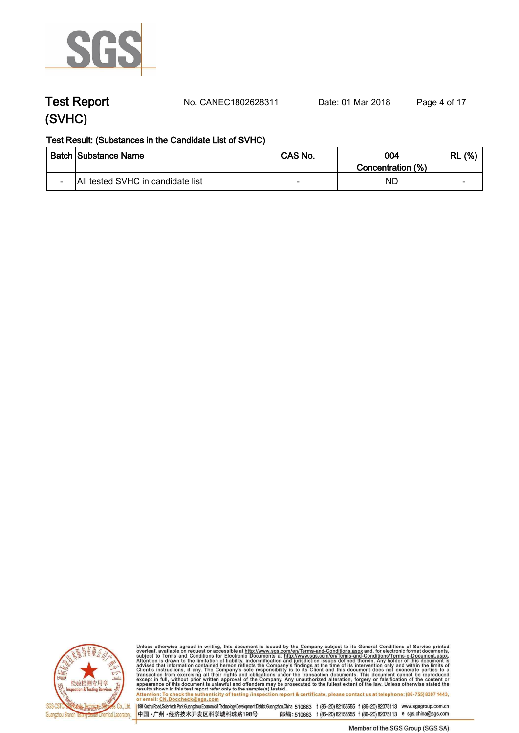# Test Report (SVHC)

No. CANEC1802628311 Date: 01 Mar 2018

**Test Result: (Substances in the Candidate List of SVHC)**

| Batch | Substance Name | CAS No. | 004 Concentration (%) | RL (%) |
|---|---|---|---|---|
| - | All tested SVHC in candidate list | - | ND | - |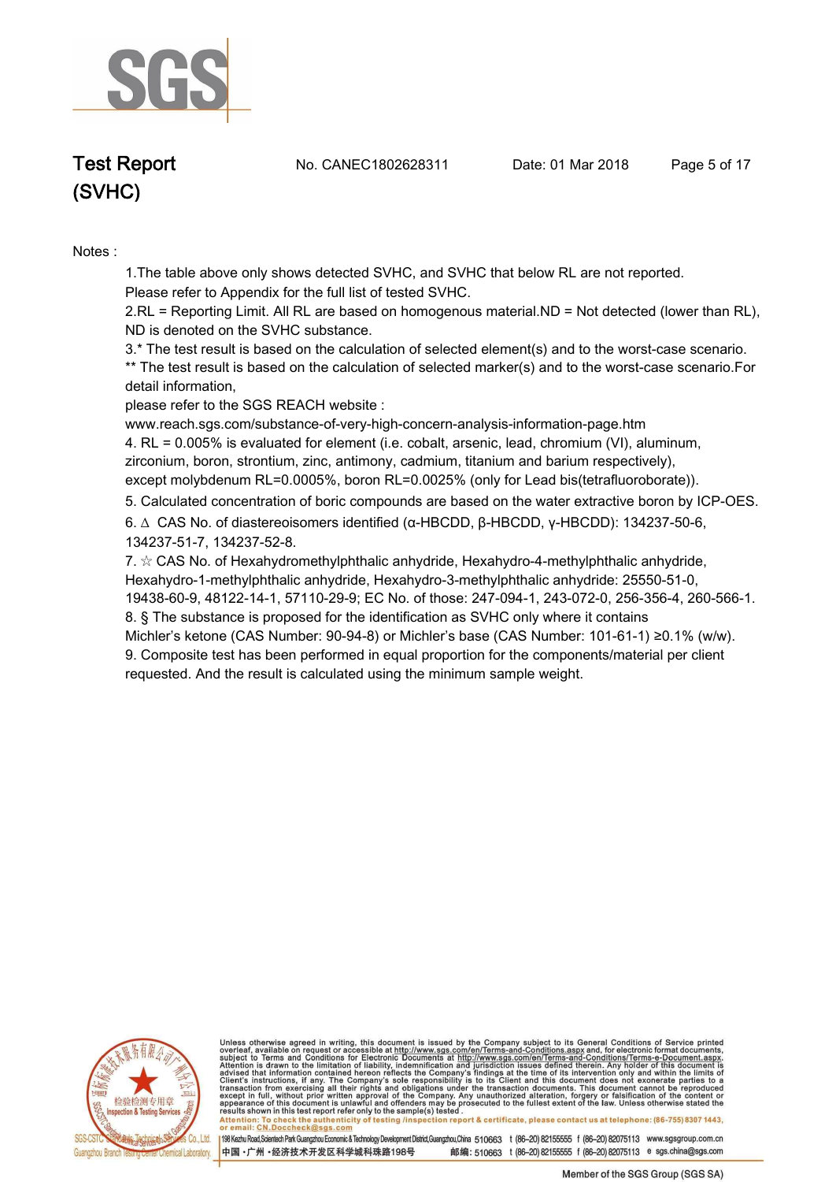# Test Report (SVHC)

No. CANEC1802628311 Date: 01 Mar 2018

Notes :

1.The table above only shows detected SVHC, and SVHC that below RL are not reported. Please refer to Appendix for the full list of tested SVHC.

2.RL = Reporting Limit. All RL are based on homogenous material.ND = Not detected (lower than RL), ND is denoted on the SVHC substance.

3.* The test result is based on the calculation of selected element(s) and to the worst-case scenario.
** The test result is based on the calculation of selected marker(s) and to the worst-case scenario.For detail information,
please refer to the SGS REACH website :
www.reach.sgs.com/substance-of-very-high-concern-analysis-information-page.htm

4. RL = 0.005% is evaluated for element (i.e. cobalt, arsenic, lead, chromium (VI), aluminum, zirconium, boron, strontium, zinc, antimony, cadmium, titanium and barium respectively), except molybdenum RL=0.0005%, boron RL=0.0025% (only for Lead bis(tetrafluoroborate)).

5. Calculated concentration of boric compounds are based on the water extractive boron by ICP-OES.

6. ∆ CAS No. of diastereoisomers identified (α-HBCDD, β-HBCDD, γ-HBCDD): 134237-50-6, 134237-51-7, 134237-52-8.

7. ☆ CAS No. of Hexahydromethylphthalic anhydride, Hexahydro-4-methylphthalic anhydride, Hexahydro-1-methylphthalic anhydride, Hexahydro-3-methylphthalic anhydride: 25550-51-0, 19438-60-9, 48122-14-1, 57110-29-9; EC No. of those: 247-094-1, 243-072-0, 256-356-4, 260-566-1.

8. § The substance is proposed for the identification as SVHC only where it contains Michler's ketone (CAS Number: 90-94-8) or Michler's base (CAS Number: 101-61-1) ≥0.1% (w/w).

9. Composite test has been performed in equal proportion for the components/material per client requested. And the result is calculated using the minimum sample weight.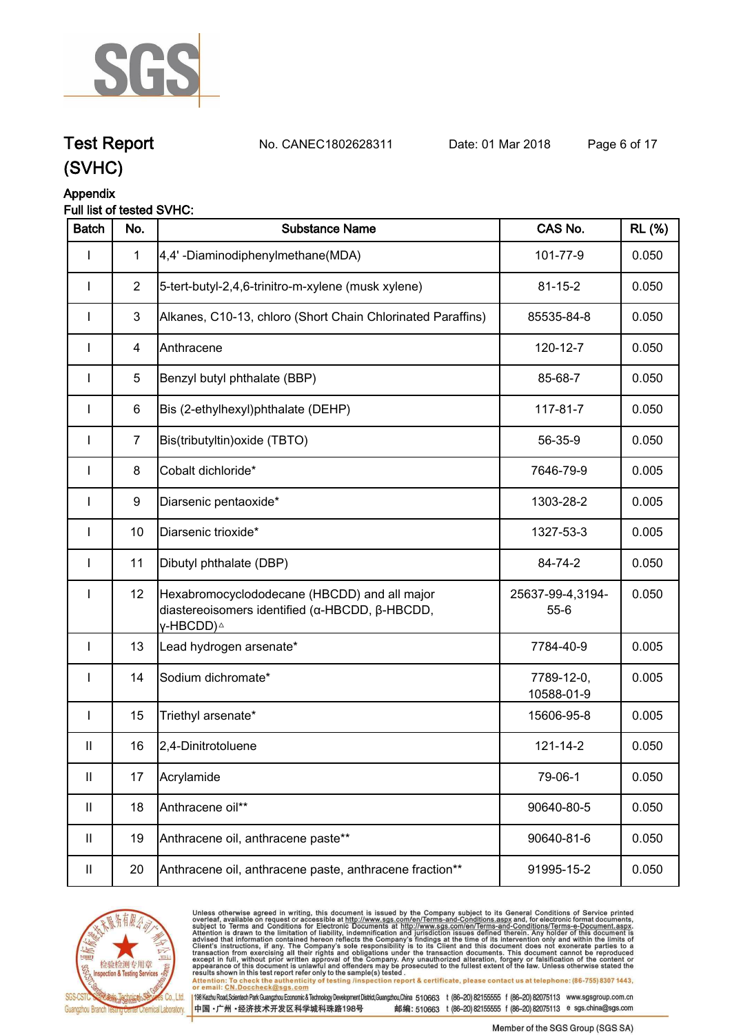# Test Report (SVHC)

No. CANEC1802628311 Date: 01 Mar 2018

## Appendix

Full list of tested SVHC:

| Batch | No. | Substance Name | CAS No. | RL (%) |
|---|---|---|---|---|
| I | 1 | 4,4' -Diaminodiphenylmethane(MDA) | 101-77-9 | 0.050 |
| I | 2 | 5-tert-butyl-2,4,6-trinitro-m-xylene (musk xylene) | 81-15-2 | 0.050 |
| I | 3 | Alkanes, C10-13, chloro (Short Chain Chlorinated Paraffins) | 85535-84-8 | 0.050 |
| I | 4 | Anthracene | 120-12-7 | 0.050 |
| I | 5 | Benzyl butyl phthalate (BBP) | 85-68-7 | 0.050 |
| I | 6 | Bis (2-ethylhexyl)phthalate (DEHP) | 117-81-7 | 0.050 |
| I | 7 | Bis(tributyltin)oxide (TBTO) | 56-35-9 | 0.050 |
| I | 8 | Cobalt dichloride* | 7646-79-9 | 0.005 |
| I | 9 | Diarsenic pentaoxide* | 1303-28-2 | 0.005 |
| I | 10 | Diarsenic trioxide* | 1327-53-3 | 0.005 |
| I | 11 | Dibutyl phthalate (DBP) | 84-74-2 | 0.050 |
| I | 12 | Hexabromocyclododecane (HBCDD) and all major diastereoisomers identified (α-HBCDD, β-HBCDD, γ-HBCDD)△ | 25637-99-4,3194-55-6 | 0.050 |
| I | 13 | Lead hydrogen arsenate* | 7784-40-9 | 0.005 |
| I | 14 | Sodium dichromate* | 7789-12-0, 10588-01-9 | 0.005 |
| I | 15 | Triethyl arsenate* | 15606-95-8 | 0.005 |
| II | 16 | 2,4-Dinitrotoluene | 121-14-2 | 0.050 |
| II | 17 | Acrylamide | 79-06-1 | 0.050 |
| II | 18 | Anthracene oil** | 90640-80-5 | 0.050 |
| II | 19 | Anthracene oil, anthracene paste** | 90640-81-6 | 0.050 |
| II | 20 | Anthracene oil, anthracene paste, anthracene fraction** | 91995-15-2 | 0.050 |

Unless otherwise agreed in writing, this document is issued by the Company subject to its General Conditions of Service printed overleaf, available on request or accessible at http://www.sgs.com/en/Terms-and-Conditions.aspx and, for electronic format documents, subject to Terms and Conditions for Electronic Documents at http://www.sgs.com/en/Terms-and-Conditions/Terms-e-Document.aspx. Attention is drawn to the limitation of liability, indemnification and jurisdiction issues defined therein. Any holder of this document is advised that information contained hereon reflects the Company's findings at the time of its intervention only and within the limits of Client's instructions, if any. The Company's sole responsibility is to its Client and this document does not exonerate parties to a transaction from exercising all their rights and obligations under the transaction documents. This document cannot be reproduced except in full, without prior written approval of the Company. Any unauthorized alteration, forgery or falsification of the content or appearance of this document is unlawful and offenders may be prosecuted to the fullest extent of the law. Unless otherwise stated the results shown in this test report refer only to the sample(s) tested.

Attention: To check the authenticity of testing /inspection report & certificate, please contact us at telephone: (86-755) 8307 1443, or email: CN.Doccheck@sgs.com

SGS-CSTC Standards Technical Services Co., Ltd. Guangzhou Branch Testing Center Chemical Laboratory.

198 Kezhu Road,Scientech Park Guangzhou Economic & Technology Development District,Guangzhou,China 510663 t (86-20) 82155555 f (86-20) 82075113 www.sgsgroup.com.cn

中国 · 广州 · 经济技术开发区科学城科珠路198号 邮编: 510663 t (86-20) 82155555 f (86-20) 82075113 e sgs.china@sgs.com

Member of the SGS Group (SGS SA)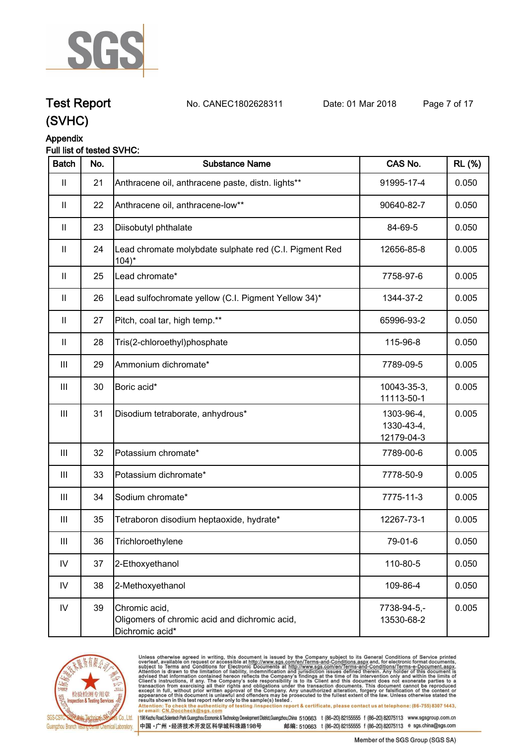# Test Report (SVHC)

No. CANEC1802628311 Date: 01 Mar 2018

## Appendix

### Full list of tested SVHC:

| Batch | No. | Substance Name | CAS No. | RL (%) |
|---|---|---|---|---|
| II | 21 | Anthracene oil, anthracene paste, distn. lights** | 91995-17-4 | 0.050 |
| II | 22 | Anthracene oil, anthracene-low** | 90640-82-7 | 0.050 |
| II | 23 | Diisobutyl phthalate | 84-69-5 | 0.050 |
| II | 24 | Lead chromate molybdate sulphate red (C.I. Pigment Red 104)* | 12656-85-8 | 0.005 |
| II | 25 | Lead chromate* | 7758-97-6 | 0.005 |
| II | 26 | Lead sulfochromate yellow (C.I. Pigment Yellow 34)* | 1344-37-2 | 0.005 |
| II | 27 | Pitch, coal tar, high temp.** | 65996-93-2 | 0.050 |
| II | 28 | Tris(2-chloroethyl)phosphate | 115-96-8 | 0.050 |
| III | 29 | Ammonium dichromate* | 7789-09-5 | 0.005 |
| III | 30 | Boric acid* | 10043-35-3, 11113-50-1 | 0.005 |
| III | 31 | Disodium tetraborate, anhydrous* | 1303-96-4, 1330-43-4, 12179-04-3 | 0.005 |
| III | 32 | Potassium chromate* | 7789-00-6 | 0.005 |
| III | 33 | Potassium dichromate* | 7778-50-9 | 0.005 |
| III | 34 | Sodium chromate* | 7775-11-3 | 0.005 |
| III | 35 | Tetraboron disodium heptaoxide, hydrate* | 12267-73-1 | 0.005 |
| III | 36 | Trichloroethylene | 79-01-6 | 0.050 |
| IV | 37 | 2-Ethoxyethanol | 110-80-5 | 0.050 |
| IV | 38 | 2-Methoxyethanol | 109-86-4 | 0.050 |
| IV | 39 | Chromic acid, Oligomers of chromic acid and dichromic acid, Dichromic acid* | 7738-94-5,- 13530-68-2 | 0.005 |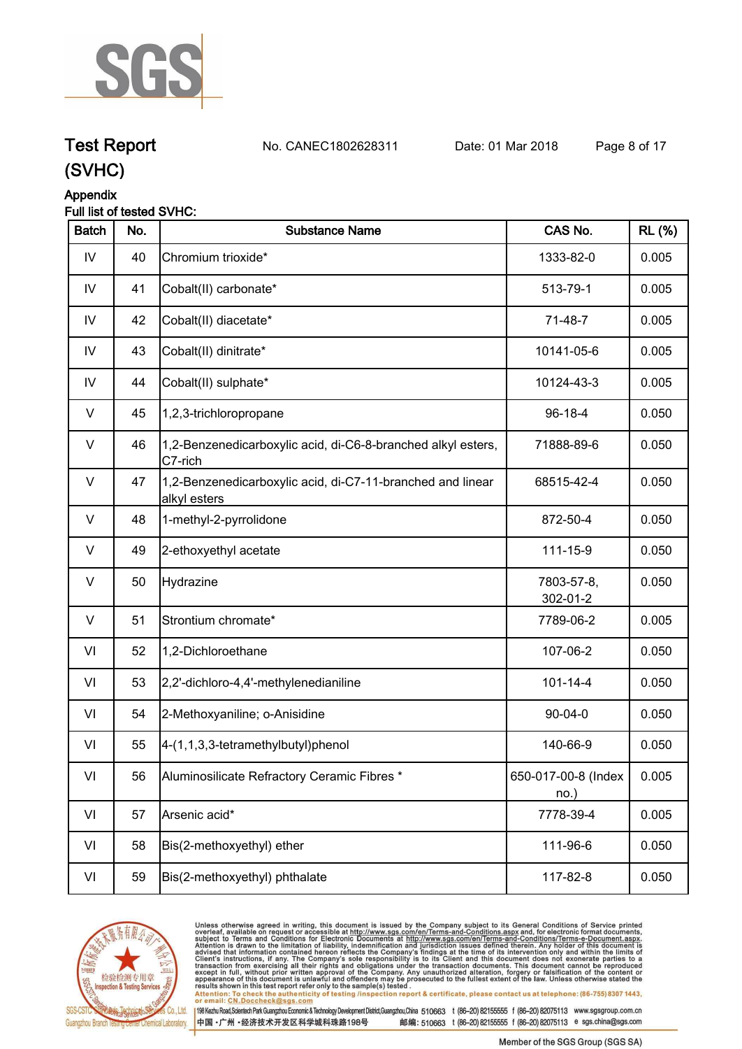## Appendix

Full list of tested SVHC:

| Batch | No. | Substance Name | CAS No. | RL (%) |
|---|---|---|---|---|
| IV | 40 | Chromium trioxide* | 1333-82-0 | 0.005 |
| IV | 41 | Cobalt(II) carbonate* | 513-79-1 | 0.005 |
| IV | 42 | Cobalt(II) diacetate* | 71-48-7 | 0.005 |
| IV | 43 | Cobalt(II) dinitrate* | 10141-05-6 | 0.005 |
| IV | 44 | Cobalt(II) sulphate* | 10124-43-3 | 0.005 |
| V | 45 | 1,2,3-trichloropropane | 96-18-4 | 0.050 |
| V | 46 | 1,2-Benzenedicarboxylic acid, di-C6-8-branched alkyl esters, C7-rich | 71888-89-6 | 0.050 |
| V | 47 | 1,2-Benzenedicarboxylic acid, di-C7-11-branched and linear alkyl esters | 68515-42-4 | 0.050 |
| V | 48 | 1-methyl-2-pyrrolidone | 872-50-4 | 0.050 |
| V | 49 | 2-ethoxyethyl acetate | 111-15-9 | 0.050 |
| V | 50 | Hydrazine | 7803-57-8, 302-01-2 | 0.050 |
| V | 51 | Strontium chromate* | 7789-06-2 | 0.005 |
| VI | 52 | 1,2-Dichloroethane | 107-06-2 | 0.050 |
| VI | 53 | 2,2'-dichloro-4,4'-methylenedianiline | 101-14-4 | 0.050 |
| VI | 54 | 2-Methoxyaniline; o-Anisidine | 90-04-0 | 0.050 |
| VI | 55 | 4-(1,1,3,3-tetramethylbutyl)phenol | 140-66-9 | 0.050 |
| VI | 56 | Aluminosilicate Refractory Ceramic Fibres * | 650-017-00-8 (Index no.) | 0.005 |
| VI | 57 | Arsenic acid* | 7778-39-4 | 0.005 |
| VI | 58 | Bis(2-methoxyethyl) ether | 111-96-6 | 0.050 |
| VI | 59 | Bis(2-methoxyethyl) phthalate | 117-82-8 | 0.050 |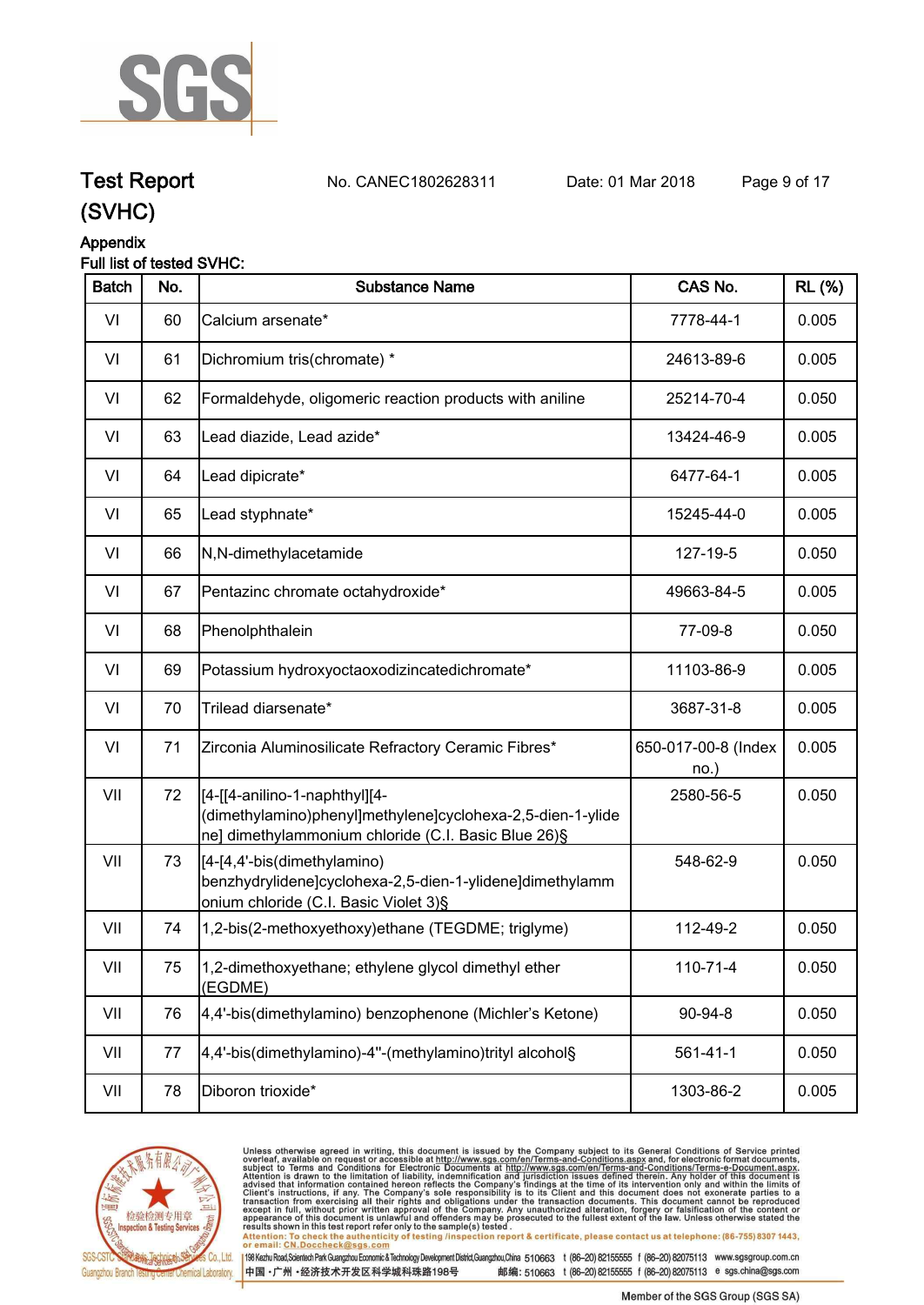# Test Report (SVHC)

No. CANEC1802628311 Date: 01 Mar 2018

## Appendix

### Full list of tested SVHC:

| Batch | No. | Substance Name | CAS No. | RL (%) |
|---|---|---|---|---|
| VI | 60 | Calcium arsenate* | 7778-44-1 | 0.005 |
| VI | 61 | Dichromium tris(chromate) * | 24613-89-6 | 0.005 |
| VI | 62 | Formaldehyde, oligomeric reaction products with aniline | 25214-70-4 | 0.050 |
| VI | 63 | Lead diazide, Lead azide* | 13424-46-9 | 0.005 |
| VI | 64 | Lead dipicrate* | 6477-64-1 | 0.005 |
| VI | 65 | Lead styphnate* | 15245-44-0 | 0.005 |
| VI | 66 | N,N-dimethylacetamide | 127-19-5 | 0.050 |
| VI | 67 | Pentazinc chromate octahydroxide* | 49663-84-5 | 0.005 |
| VI | 68 | Phenolphthalein | 77-09-8 | 0.050 |
| VI | 69 | Potassium hydroxyoctaoxodizincatedichromate* | 11103-86-9 | 0.005 |
| VI | 70 | Trilead diarsenate* | 3687-31-8 | 0.005 |
| VI | 71 | Zirconia Aluminosilicate Refractory Ceramic Fibres* | 650-017-00-8 (Index no.) | 0.005 |
| VII | 72 | [4-[[4-anilino-1-naphthyl][4-(dimethylamino)phenyl]methylene]cyclohexa-2,5-dien-1-ylidene] dimethylammonium chloride (C.I. Basic Blue 26)§ | 2580-56-5 | 0.050 |
| VII | 73 | [4-[4,4'-bis(dimethylamino) benzhydrylidene]cyclohexa-2,5-dien-1-ylidene]dimethylammonium chloride (C.I. Basic Violet 3)§ | 548-62-9 | 0.050 |
| VII | 74 | 1,2-bis(2-methoxyethoxy)ethane (TEGDME; triglyme) | 112-49-2 | 0.050 |
| VII | 75 | 1,2-dimethoxyethane; ethylene glycol dimethyl ether (EGDME) | 110-71-4 | 0.050 |
| VII | 76 | 4,4'-bis(dimethylamino) benzophenone (Michler's Ketone) | 90-94-8 | 0.050 |
| VII | 77 | 4,4'-bis(dimethylamino)-4''-(methylamino)trityl alcohol§ | 561-41-1 | 0.050 |
| VII | 78 | Diboron trioxide* | 1303-86-2 | 0.005 |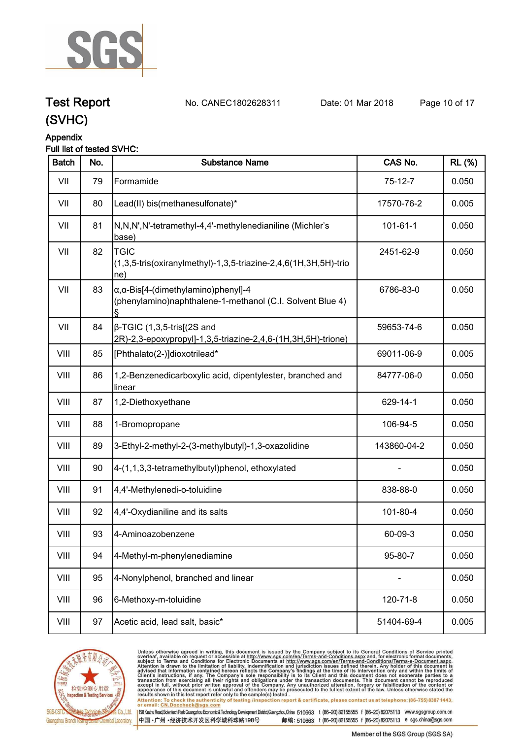# Test Report (SVHC)

No. CANEC1802628311 Date: 01 Mar 2018

## Appendix

Full list of tested SVHC:

| Batch | No. | Substance Name | CAS No. | RL (%) |
|---|---|---|---|---|
| VII | 79 | Formamide | 75-12-7 | 0.050 |
| VII | 80 | Lead(II) bis(methanesulfonate)* | 17570-76-2 | 0.005 |
| VII | 81 | N,N,N',N'-tetramethyl-4,4'-methylenedianiline (Michler's base) | 101-61-1 | 0.050 |
| VII | 82 | TGIC (1,3,5-tris(oxiranylmethyl)-1,3,5-triazine-2,4,6(1H,3H,5H)-trione) | 2451-62-9 | 0.050 |
| VII | 83 | α,α-Bis[4-(dimethylamino)phenyl]-4 (phenylamino)naphthalene-1-methanol (C.I. Solvent Blue 4) § | 6786-83-0 | 0.050 |
| VII | 84 | β-TGIC (1,3,5-tris[(2S and 2R)-2,3-epoxypropyl]-1,3,5-triazine-2,4,6-(1H,3H,5H)-trione) | 59653-74-6 | 0.050 |
| VIII | 85 | [Phthalato(2-)]dioxotrilead* | 69011-06-9 | 0.005 |
| VIII | 86 | 1,2-Benzenedicarboxylic acid, dipentylester, branched and linear | 84777-06-0 | 0.050 |
| VIII | 87 | 1,2-Diethoxyethane | 629-14-1 | 0.050 |
| VIII | 88 | 1-Bromopropane | 106-94-5 | 0.050 |
| VIII | 89 | 3-Ethyl-2-methyl-2-(3-methylbutyl)-1,3-oxazolidine | 143860-04-2 | 0.050 |
| VIII | 90 | 4-(1,1,3,3-tetramethylbutyl)phenol, ethoxylated | - | 0.050 |
| VIII | 91 | 4,4'-Methylenedi-o-toluidine | 838-88-0 | 0.050 |
| VIII | 92 | 4,4'-Oxydianiline and its salts | 101-80-4 | 0.050 |
| VIII | 93 | 4-Aminoazobenzene | 60-09-3 | 0.050 |
| VIII | 94 | 4-Methyl-m-phenylenediamine | 95-80-7 | 0.050 |
| VIII | 95 | 4-Nonylphenol, branched and linear | - | 0.050 |
| VIII | 96 | 6-Methoxy-m-toluidine | 120-71-8 | 0.050 |
| VIII | 97 | Acetic acid, lead salt, basic* | 51404-69-4 | 0.005 |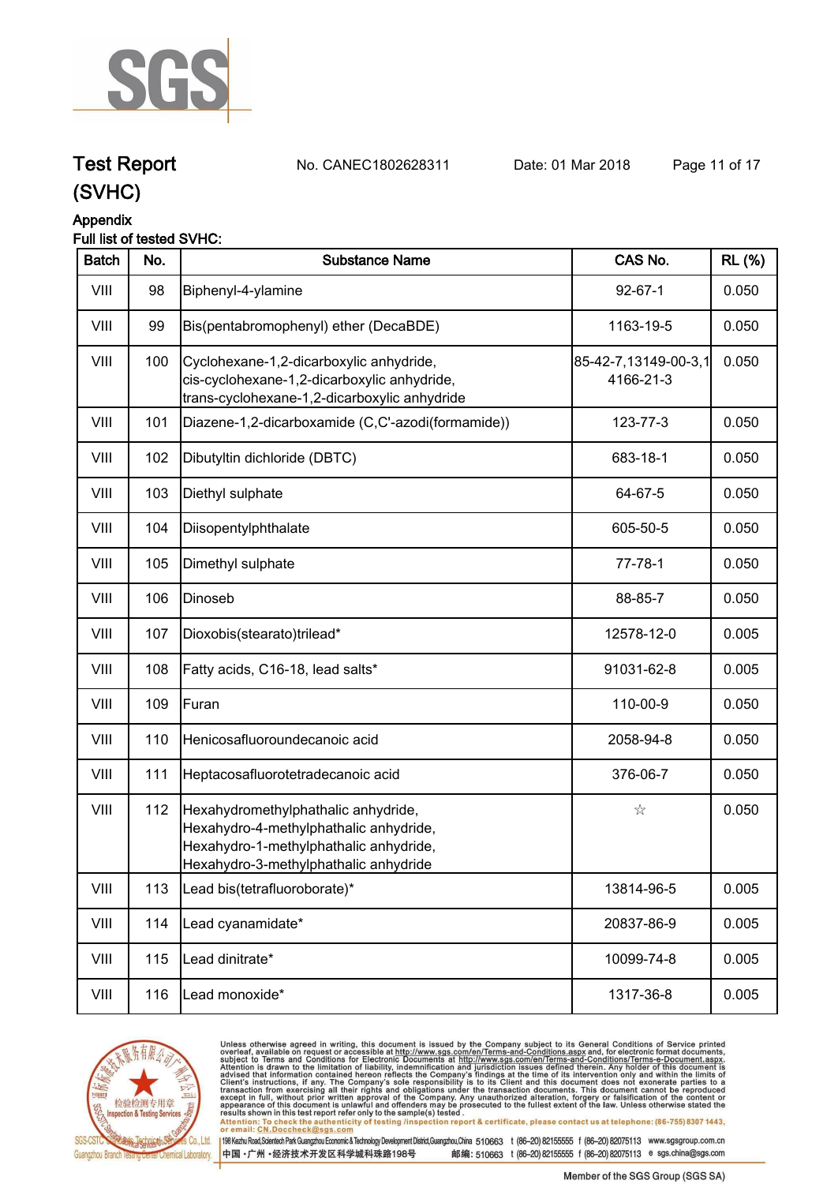# Test Report (SVHC)

No. CANEC1802628311    Date: 01 Mar 2018

## Appendix

### Full list of tested SVHC:

| Batch | No. | Substance Name | CAS No. | RL (%) |
|---|---|---|---|---|
| VIII | 98 | Biphenyl-4-ylamine | 92-67-1 | 0.050 |
| VIII | 99 | Bis(pentabromophenyl) ether (DecaBDE) | 1163-19-5 | 0.050 |
| VIII | 100 | Cyclohexane-1,2-dicarboxylic anhydride, cis-cyclohexane-1,2-dicarboxylic anhydride, trans-cyclohexane-1,2-dicarboxylic anhydride | 85-42-7,13149-00-3,14166-21-3 | 0.050 |
| VIII | 101 | Diazene-1,2-dicarboxamide (C,C'-azodi(formamide)) | 123-77-3 | 0.050 |
| VIII | 102 | Dibutyltin dichloride (DBTC) | 683-18-1 | 0.050 |
| VIII | 103 | Diethyl sulphate | 64-67-5 | 0.050 |
| VIII | 104 | Diisopentylphthalate | 605-50-5 | 0.050 |
| VIII | 105 | Dimethyl sulphate | 77-78-1 | 0.050 |
| VIII | 106 | Dinoseb | 88-85-7 | 0.050 |
| VIII | 107 | Dioxobis(stearato)trilead* | 12578-12-0 | 0.005 |
| VIII | 108 | Fatty acids, C16-18, lead salts* | 91031-62-8 | 0.005 |
| VIII | 109 | Furan | 110-00-9 | 0.050 |
| VIII | 110 | Henicosafluoroundecanoic acid | 2058-94-8 | 0.050 |
| VIII | 111 | Heptacosafluorotetradecanoic acid | 376-06-7 | 0.050 |
| VIII | 112 | Hexahydromethylphathalic anhydride, Hexahydro-4-methylphathalic anhydride, Hexahydro-1-methylphathalic anhydride, Hexahydro-3-methylphathalic anhydride | ☆ | 0.050 |
| VIII | 113 | Lead bis(tetrafluoroborate)* | 13814-96-5 | 0.005 |
| VIII | 114 | Lead cyanamidate* | 20837-86-9 | 0.005 |
| VIII | 115 | Lead dinitrate* | 10099-74-8 | 0.005 |
| VIII | 116 | Lead monoxide* | 1317-36-8 | 0.005 |

Unless otherwise agreed in writing, this document is issued by the Company subject to its General Conditions of Service printed overleaf, available on request or accessible at http://www.sgs.com/en/Terms-and-Conditions.aspx and, for electronic format documents, subject to Terms and Conditions for Electronic Documents at http://www.sgs.com/en/Terms-and-Conditions/Terms-e-Document.aspx. Attention is drawn to the limitation of liability, indemnification and jurisdiction issues defined therein. Any holder of this document is advised that information contained hereon reflects the Company's findings at the time of its intervention only and within the limits of Client's instructions, if any. The Company's sole responsibility is to its Client and this document does not exonerate parties to a transaction from exercising all their rights and obligations under the transaction documents. This document cannot be reproduced except in full, without prior written approval of the Company. Any unauthorized alteration, forgery or falsification of the content or appearance of this document is unlawful and offenders may be prosecuted to the fullest extent of the law. Unless otherwise stated the results shown in this test report refer only to the sample(s) tested.

Attention: To check the authenticity of testing /inspection report & certificate, please contact us at telephone: (86-755) 8307 1443, or email: CN.Doccheck@sgs.com

198 Kezhu Road,Scientech Park Guangzhou Economic & Technology Development District,Guangzhou,China 510663 t (86-20) 82155555 f (86-20) 82075113 www.sgsgroup.com.cn

中国 ·广州 ·经济技术开发区科学城科珠路198号 邮编: 510663 t (86-20) 82155555 f (86-20) 82075113 e sgs.china@sgs.com

Member of the SGS Group (SGS SA)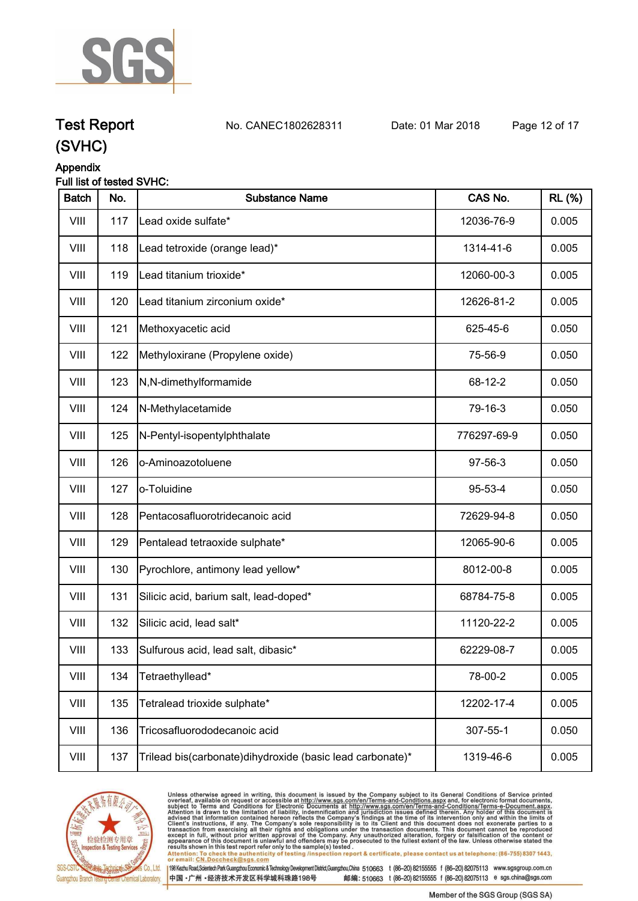# Test Report (SVHC)

No. CANEC1802628311 Date: 01 Mar 2018

## Appendix

Full list of tested SVHC:

| Batch | No. | Substance Name | CAS No. | RL (%) |
|---|---|---|---|---|
| VIII | 117 | Lead oxide sulfate* | 12036-76-9 | 0.005 |
| VIII | 118 | Lead tetroxide (orange lead)* | 1314-41-6 | 0.005 |
| VIII | 119 | Lead titanium trioxide* | 12060-00-3 | 0.005 |
| VIII | 120 | Lead titanium zirconium oxide* | 12626-81-2 | 0.005 |
| VIII | 121 | Methoxyacetic acid | 625-45-6 | 0.050 |
| VIII | 122 | Methyloxirane (Propylene oxide) | 75-56-9 | 0.050 |
| VIII | 123 | N,N-dimethylformamide | 68-12-2 | 0.050 |
| VIII | 124 | N-Methylacetamide | 79-16-3 | 0.050 |
| VIII | 125 | N-Pentyl-isopentylphthalate | 776297-69-9 | 0.050 |
| VIII | 126 | o-Aminoazotoluene | 97-56-3 | 0.050 |
| VIII | 127 | o-Toluidine | 95-53-4 | 0.050 |
| VIII | 128 | Pentacosafluorotridecanoic acid | 72629-94-8 | 0.050 |
| VIII | 129 | Pentalead tetraoxide sulphate* | 12065-90-6 | 0.005 |
| VIII | 130 | Pyrochlore, antimony lead yellow* | 8012-00-8 | 0.005 |
| VIII | 131 | Silicic acid, barium salt, lead-doped* | 68784-75-8 | 0.005 |
| VIII | 132 | Silicic acid, lead salt* | 11120-22-2 | 0.005 |
| VIII | 133 | Sulfurous acid, lead salt, dibasic* | 62229-08-7 | 0.005 |
| VIII | 134 | Tetraethyllead* | 78-00-2 | 0.005 |
| VIII | 135 | Tetralead trioxide sulphate* | 12202-17-4 | 0.005 |
| VIII | 136 | Tricosafluorododecanoic acid | 307-55-1 | 0.050 |
| VIII | 137 | Trilead bis(carbonate)dihydroxide (basic lead carbonate)* | 1319-46-6 | 0.005 |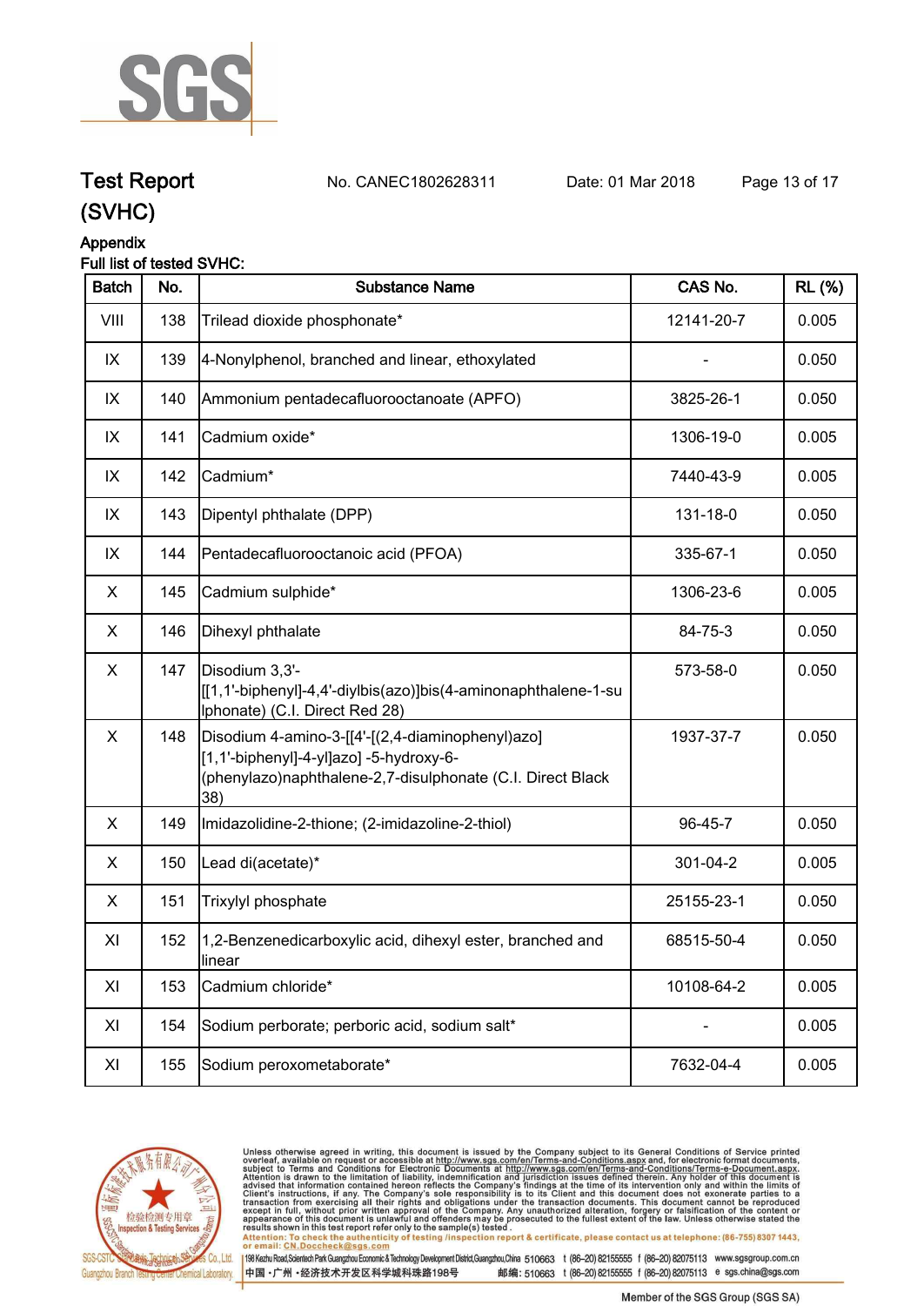## Test Report (SVHC)

No. CANEC1802628311 Date: 01 Mar 2018

### Appendix

**Full list of tested SVHC:**

| Batch | No. | Substance Name | CAS No. | RL (%) |
|---|---|---|---|---|
| VIII | 138 | Trilead dioxide phosphonate* | 12141-20-7 | 0.005 |
| IX | 139 | 4-Nonylphenol, branched and linear, ethoxylated | - | 0.050 |
| IX | 140 | Ammonium pentadecafluorooctanoate (APFO) | 3825-26-1 | 0.050 |
| IX | 141 | Cadmium oxide* | 1306-19-0 | 0.005 |
| IX | 142 | Cadmium* | 7440-43-9 | 0.005 |
| IX | 143 | Dipentyl phthalate (DPP) | 131-18-0 | 0.050 |
| IX | 144 | Pentadecafluorooctanoic acid (PFOA) | 335-67-1 | 0.050 |
| X | 145 | Cadmium sulphide* | 1306-23-6 | 0.005 |
| X | 146 | Dihexyl phthalate | 84-75-3 | 0.050 |
| X | 147 | Disodium 3,3'-[[1,1'-biphenyl]-4,4'-diylbis(azo)]bis(4-aminonaphthalene-1-sulphonate) (C.I. Direct Red 28) | 573-58-0 | 0.050 |
| X | 148 | Disodium 4-amino-3-[[4'-[(2,4-diaminophenyl)azo][1,1'-biphenyl]-4-yl]azo] -5-hydroxy-6-(phenylazo)naphthalene-2,7-disulphonate (C.I. Direct Black 38) | 1937-37-7 | 0.050 |
| X | 149 | Imidazolidine-2-thione; (2-imidazoline-2-thiol) | 96-45-7 | 0.050 |
| X | 150 | Lead di(acetate)* | 301-04-2 | 0.005 |
| X | 151 | Trixylyl phosphate | 25155-23-1 | 0.050 |
| XI | 152 | 1,2-Benzenedicarboxylic acid, dihexyl ester, branched and linear | 68515-50-4 | 0.050 |
| XI | 153 | Cadmium chloride* | 10108-64-2 | 0.005 |
| XI | 154 | Sodium perborate; perboric acid, sodium salt* | - | 0.005 |
| XI | 155 | Sodium peroxometaborate* | 7632-04-4 | 0.005 |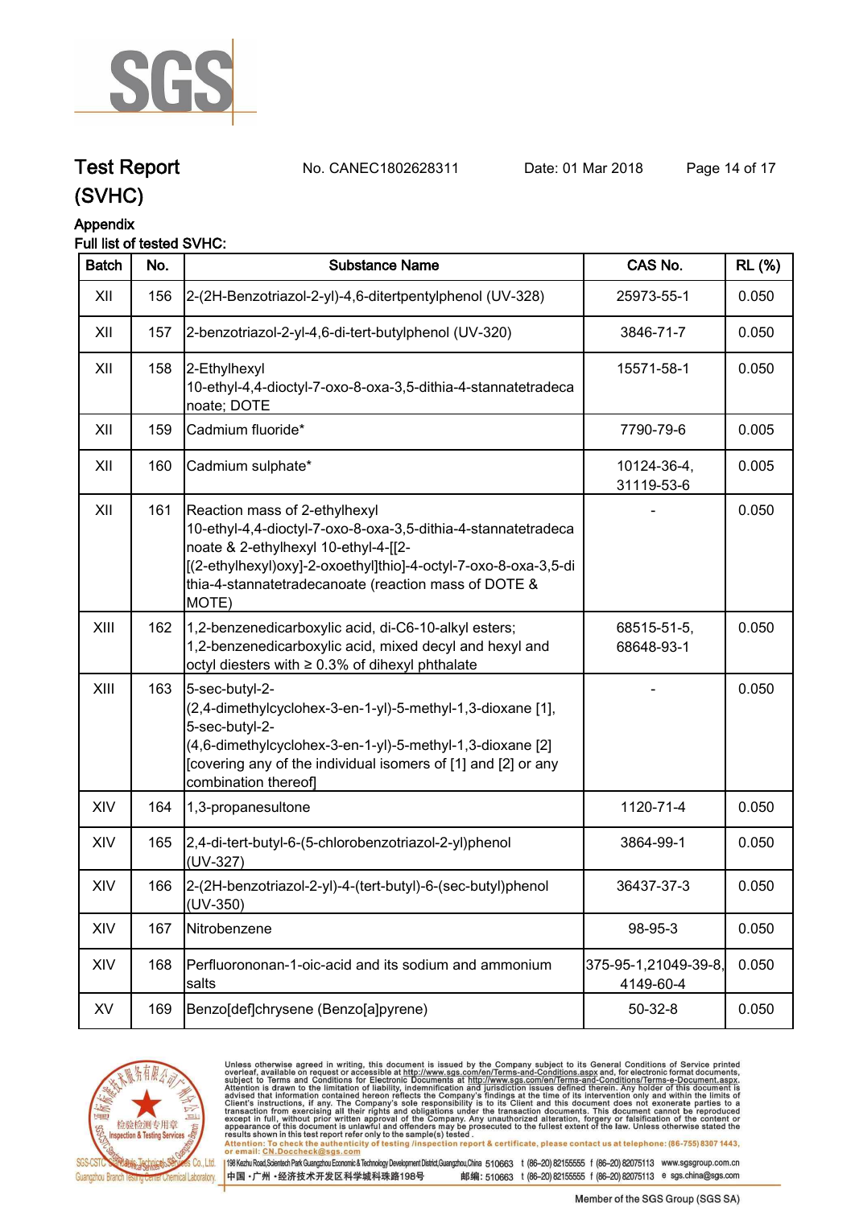# Test Report (SVHC)

No. CANEC1802628311 Date: 01 Mar 2018

## Appendix

Full list of tested SVHC:

| Batch | No. | Substance Name | CAS No. | RL (%) |
|---|---|---|---|---|
| XII | 156 | 2-(2H-Benzotriazol-2-yl)-4,6-ditertpentylphenol (UV-328) | 25973-55-1 | 0.050 |
| XII | 157 | 2-benzotriazol-2-yl-4,6-di-tert-butylphenol (UV-320) | 3846-71-7 | 0.050 |
| XII | 158 | 2-Ethylhexyl 10-ethyl-4,4-dioctyl-7-oxo-8-oxa-3,5-dithia-4-stannatetradecanoate; DOTE | 15571-58-1 | 0.050 |
| XII | 159 | Cadmium fluoride* | 7790-79-6 | 0.005 |
| XII | 160 | Cadmium sulphate* | 10124-36-4, 31119-53-6 | 0.005 |
| XII | 161 | Reaction mass of 2-ethylhexyl 10-ethyl-4,4-dioctyl-7-oxo-8-oxa-3,5-dithia-4-stannatetradecanoate & 2-ethylhexyl 10-ethyl-4-[[2-[(2-ethylhexyl)oxy]-2-oxoethyl]thio]-4-octyl-7-oxo-8-oxa-3,5-dithia-4-stannatetradecanoate (reaction mass of DOTE & MOTE) | - | 0.050 |
| XIII | 162 | 1,2-benzenedicarboxylic acid, di-C6-10-alkyl esters; 1,2-benzenedicarboxylic acid, mixed decyl and hexyl and octyl diesters with ≥ 0.3% of dihexyl phthalate | 68515-51-5, 68648-93-1 | 0.050 |
| XIII | 163 | 5-sec-butyl-2-(2,4-dimethylcyclohex-3-en-1-yl)-5-methyl-1,3-dioxane [1], 5-sec-butyl-2-(4,6-dimethylcyclohex-3-en-1-yl)-5-methyl-1,3-dioxane [2] [covering any of the individual isomers of [1] and [2] or any combination thereof] | - | 0.050 |
| XIV | 164 | 1,3-propanesultone | 1120-71-4 | 0.050 |
| XIV | 165 | 2,4-di-tert-butyl-6-(5-chlorobenzotriazol-2-yl)phenol (UV-327) | 3864-99-1 | 0.050 |
| XIV | 166 | 2-(2H-benzotriazol-2-yl)-4-(tert-butyl)-6-(sec-butyl)phenol (UV-350) | 36437-37-3 | 0.050 |
| XIV | 167 | Nitrobenzene | 98-95-3 | 0.050 |
| XIV | 168 | Perfluorononan-1-oic-acid and its sodium and ammonium salts | 375-95-1,21049-39-8, 4149-60-4 | 0.050 |
| XV | 169 | Benzo[def]chrysene (Benzo[a]pyrene) | 50-32-8 | 0.050 |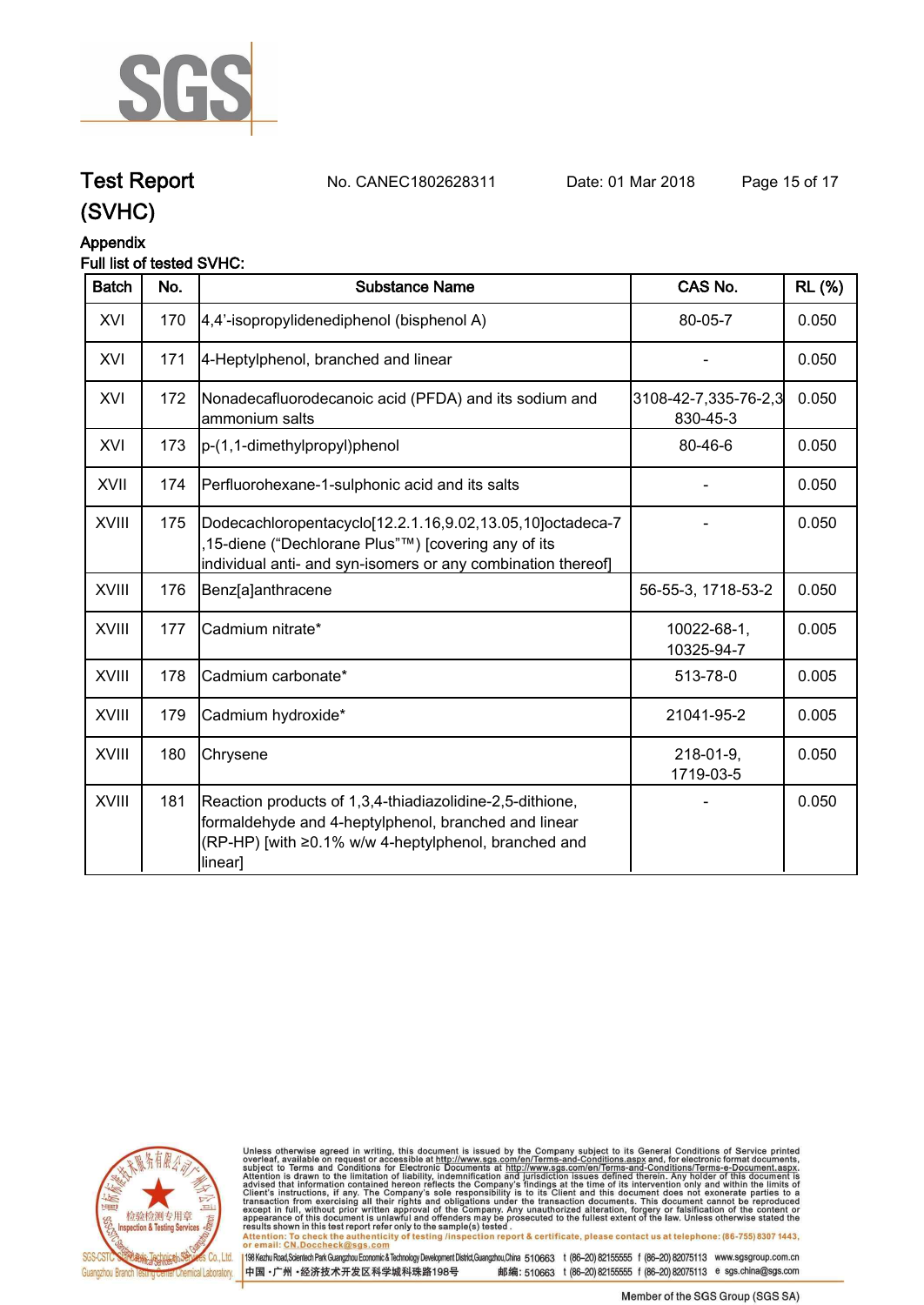# Test Report (SVHC)

No. CANEC1802628311 Date: 01 Mar 2018

## Appendix

Full list of tested SVHC:

| Batch | No. | Substance Name | CAS No. | RL (%) |
|---|---|---|---|---|
| XVI | 170 | 4,4'-isopropylidenediphenol (bisphenol A) | 80-05-7 | 0.050 |
| XVI | 171 | 4-Heptylphenol, branched and linear | - | 0.050 |
| XVI | 172 | Nonadecafluorodecanoic acid (PFDA) and its sodium and ammonium salts | 3108-42-7,335-76-2,3830-45-3 | 0.050 |
| XVI | 173 | p-(1,1-dimethylpropyl)phenol | 80-46-6 | 0.050 |
| XVII | 174 | Perfluorohexane-1-sulphonic acid and its salts | - | 0.050 |
| XVIII | 175 | Dodecachloropentacyclo[12.2.1.16,9.02,13.05,10]octadeca-7,15-diene ("Dechlorane Plus"™) [covering any of its individual anti- and syn-isomers or any combination thereof] | - | 0.050 |
| XVIII | 176 | Benz[a]anthracene | 56-55-3, 1718-53-2 | 0.050 |
| XVIII | 177 | Cadmium nitrate* | 10022-68-1, 10325-94-7 | 0.005 |
| XVIII | 178 | Cadmium carbonate* | 513-78-0 | 0.005 |
| XVIII | 179 | Cadmium hydroxide* | 21041-95-2 | 0.005 |
| XVIII | 180 | Chrysene | 218-01-9, 1719-03-5 | 0.050 |
| XVIII | 181 | Reaction products of 1,3,4-thiadiazolidine-2,5-dithione, formaldehyde and 4-heptylphenol, branched and linear (RP-HP) [with ≥0.1% w/w 4-heptylphenol, branched and linear] | - | 0.050 |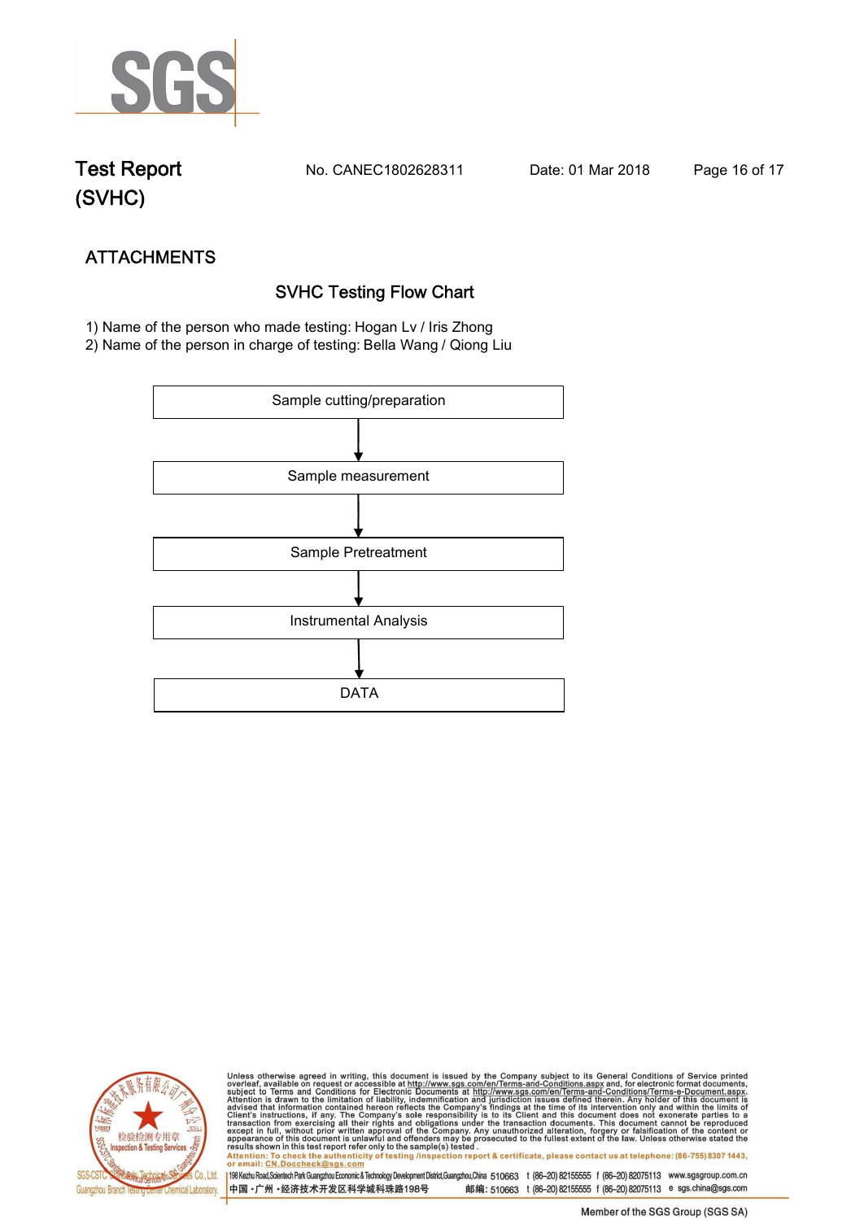## ATTACHMENTS

### SVHC Testing Flow Chart

1) Name of the person who made testing: Hogan Lv / Iris Zhong
2) Name of the person in charge of testing: Bella Wang / Qiong Liu

Sample cutting/preparation

↓

Sample measurement

↓

Sample Pretreatment

↓

Instrumental Analysis

↓

DATA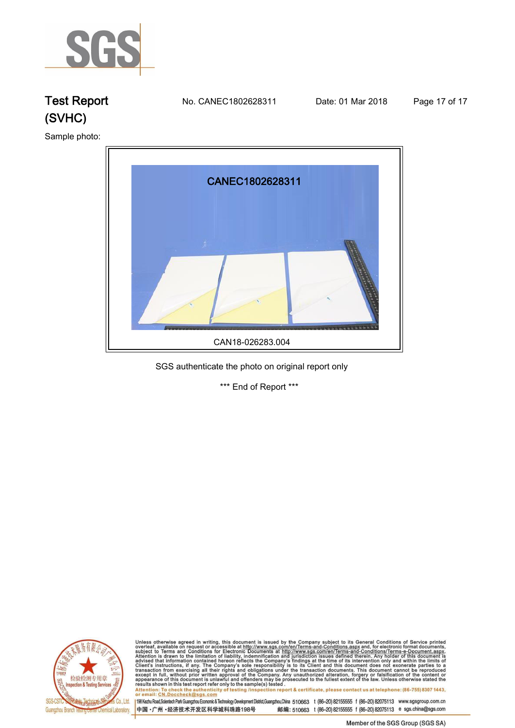Sample photo:

CANEC1802628311

CAN18-026283.004

SGS authenticate the photo on original report only

*** End of Report ***

Unless otherwise agreed in writing, this document is issued by the Company subject to its General Conditions of Service printed overleaf, available on request or accessible at http://www.sgs.com/en/Terms-and-Conditions.aspx and, for electronic format documents, subject to Terms and Conditions for Electronic Documents at http://www.sgs.com/en/Terms-and-Conditions/Terms-e-Document.aspx. Attention is drawn to the limitation of liability, indemnification and jurisdiction issues defined therein. Any holder of this document is advised that information contained hereon reflects the Company's findings at the time of its intervention only and within the limits of Client's instructions, if any. The Company's sole responsibility is to its Client and this document does not exonerate parties to a transaction from exercising all their rights and obligations under the transaction documents. This document cannot be reproduced except in full, without prior written approval of the Company. Any unauthorized alteration, forgery or falsification of the content or appearance of this document is unlawful and offenders may be prosecuted to the fullest extent of the law. Unless otherwise stated the results shown in this test report refer only to the sample(s) tested.

Attention: To check the authenticity of testing /inspection report & certificate, please contact us at telephone: (86-755) 8307 1443, or email: CN.Doccheck@sgs.com

SGS-CSTC Standards Technical Services Co., Ltd. Guangzhou Branch Testing Center Chemical Laboratory.

198 Kezhu Road,Scientech Park Guangzhou Economic & Technology Development District,Guangzhou,China 510663 t (86-20) 82155555 f (86-20) 82075113 www.sgsgroup.com.cn

中国 • 广州 • 经济技术开发区科学城科珠路198号 邮编: 510663 t (86-20) 82155555 f (86-20) 82075113 e sgs.china@sgs.com

Member of the SGS Group (SGS SA)